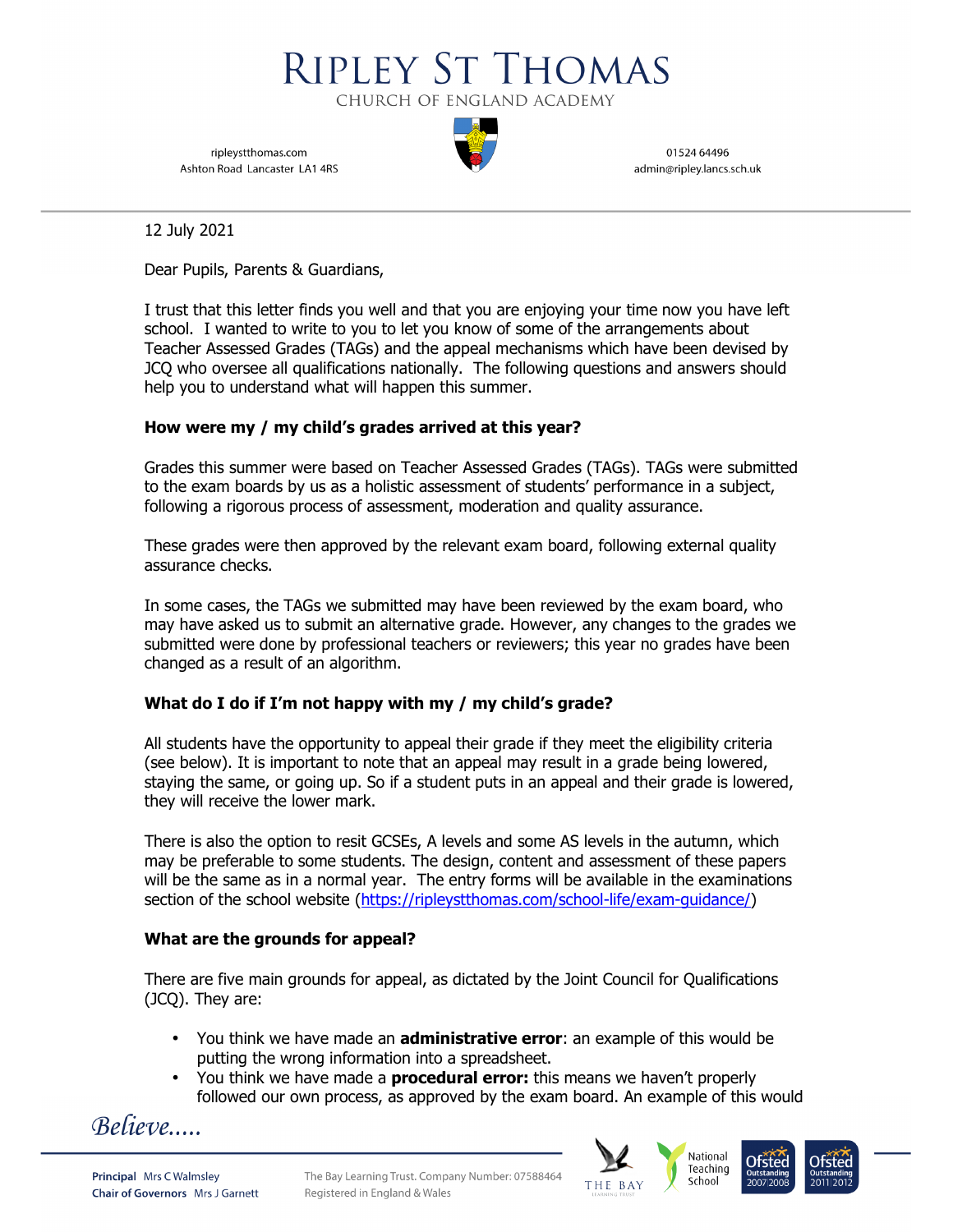# Ripley St Thomas

Church of England Academy

ripleystthomas.com
Ashton Road Lancaster LA1 4RS

01524 64496
admin@ripley.lancs.sch.uk

12 July 2021

Dear Pupils, Parents & Guardians,

I trust that this letter finds you well and that you are enjoying your time now you have left school. I wanted to write to you to let you know of some of the arrangements about Teacher Assessed Grades (TAGs) and the appeal mechanisms which have been devised by JCQ who oversee all qualifications nationally. The following questions and answers should help you to understand what will happen this summer.

**How were my / my child's grades arrived at this year?**

Grades this summer were based on Teacher Assessed Grades (TAGs). TAGs were submitted to the exam boards by us as a holistic assessment of students' performance in a subject, following a rigorous process of assessment, moderation and quality assurance.

These grades were then approved by the relevant exam board, following external quality assurance checks.

In some cases, the TAGs we submitted may have been reviewed by the exam board, who may have asked us to submit an alternative grade. However, any changes to the grades we submitted were done by professional teachers or reviewers; this year no grades have been changed as a result of an algorithm.

**What do I do if I'm not happy with my / my child's grade?**

All students have the opportunity to appeal their grade if they meet the eligibility criteria (see below). It is important to note that an appeal may result in a grade being lowered, staying the same, or going up. So if a student puts in an appeal and their grade is lowered, they will receive the lower mark.

There is also the option to resit GCSEs, A levels and some AS levels in the autumn, which may be preferable to some students. The design, content and assessment of these papers will be the same as in a normal year. The entry forms will be available in the examinations section of the school website (https://ripleystthomas.com/school-life/exam-guidance/)

**What are the grounds for appeal?**

There are five main grounds for appeal, as dictated by the Joint Council for Qualifications (JCQ). They are:

- You think we have made an **administrative error**: an example of this would be putting the wrong information into a spreadsheet.
- You think we have made a **procedural error:** this means we haven't properly followed our own process, as approved by the exam board. An example of this would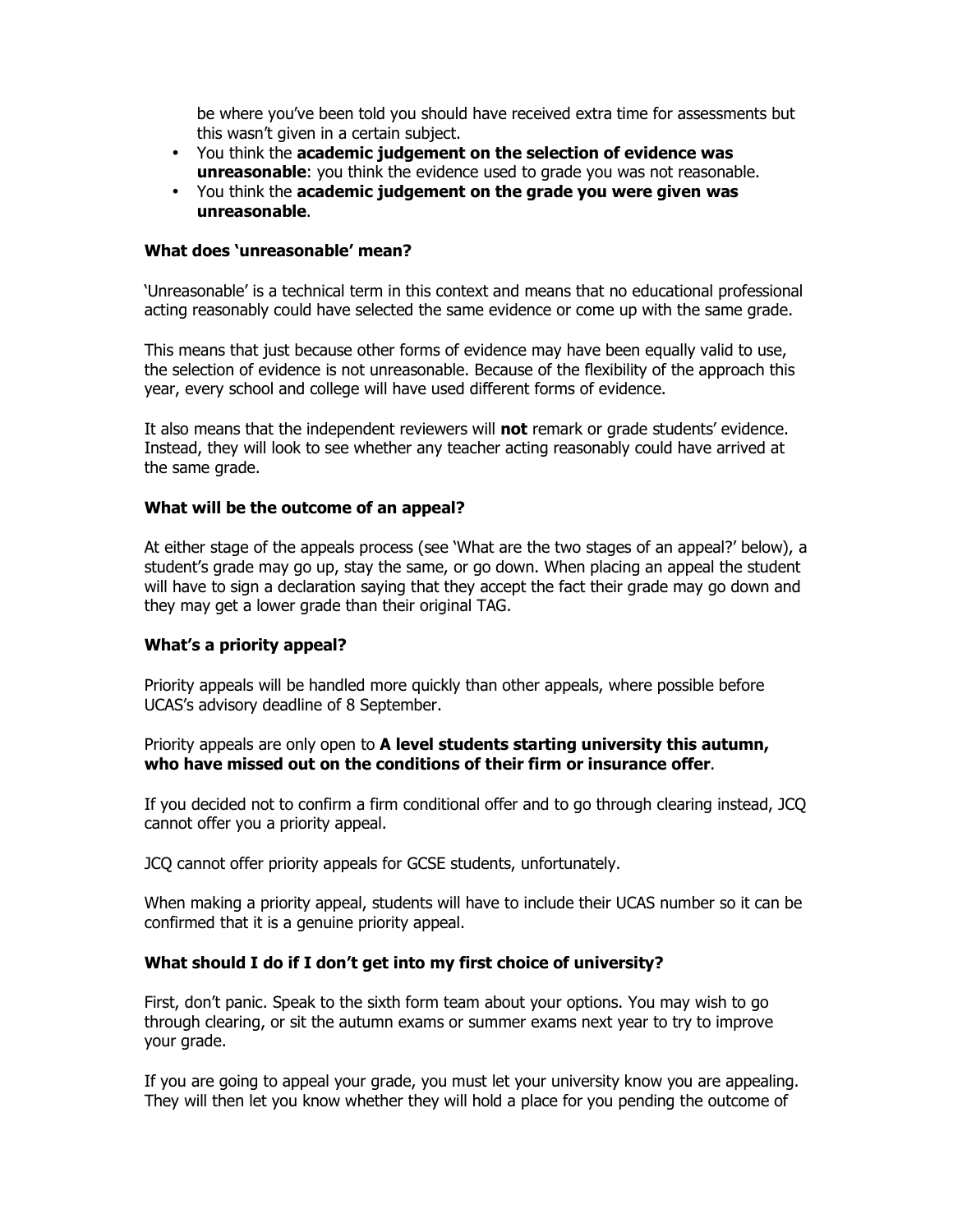be where you've been told you should have received extra time for assessments but this wasn't given in a certain subject.

- You think the **academic judgement on the selection of evidence was unreasonable**: you think the evidence used to grade you was not reasonable.
- You think the **academic judgement on the grade you were given was unreasonable**.

**What does 'unreasonable' mean?**

'Unreasonable' is a technical term in this context and means that no educational professional acting reasonably could have selected the same evidence or come up with the same grade.

This means that just because other forms of evidence may have been equally valid to use, the selection of evidence is not unreasonable. Because of the flexibility of the approach this year, every school and college will have used different forms of evidence.

It also means that the independent reviewers will **not** remark or grade students' evidence. Instead, they will look to see whether any teacher acting reasonably could have arrived at the same grade.

**What will be the outcome of an appeal?**

At either stage of the appeals process (see 'What are the two stages of an appeal?' below), a student's grade may go up, stay the same, or go down. When placing an appeal the student will have to sign a declaration saying that they accept the fact their grade may go down and they may get a lower grade than their original TAG.

**What's a priority appeal?**

Priority appeals will be handled more quickly than other appeals, where possible before UCAS's advisory deadline of 8 September.

Priority appeals are only open to **A level students starting university this autumn, who have missed out on the conditions of their firm or insurance offer**.

If you decided not to confirm a firm conditional offer and to go through clearing instead, JCQ cannot offer you a priority appeal.

JCQ cannot offer priority appeals for GCSE students, unfortunately.

When making a priority appeal, students will have to include their UCAS number so it can be confirmed that it is a genuine priority appeal.

**What should I do if I don't get into my first choice of university?**

First, don't panic. Speak to the sixth form team about your options. You may wish to go through clearing, or sit the autumn exams or summer exams next year to try to improve your grade.

If you are going to appeal your grade, you must let your university know you are appealing. They will then let you know whether they will hold a place for you pending the outcome of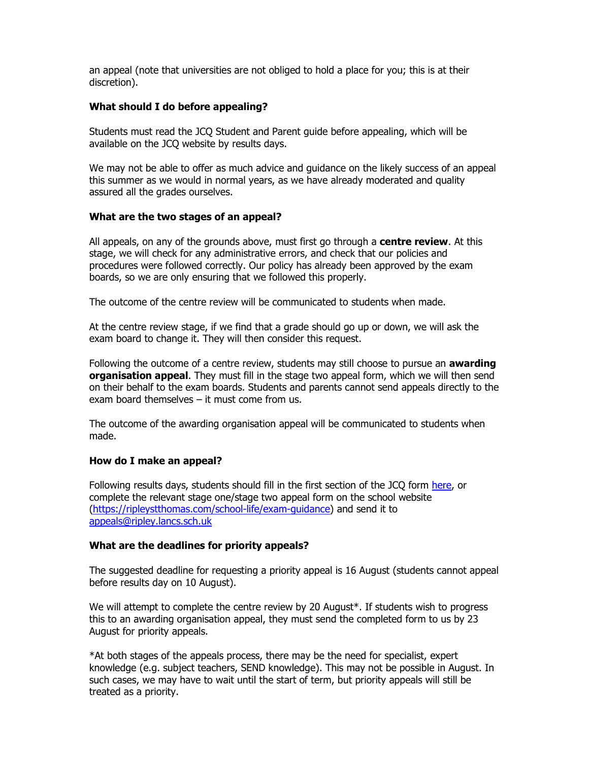an appeal (note that universities are not obliged to hold a place for you; this is at their discretion).

### What should I do before appealing?

Students must read the JCQ Student and Parent guide before appealing, which will be available on the JCQ website by results days.

We may not be able to offer as much advice and guidance on the likely success of an appeal this summer as we would in normal years, as we have already moderated and quality assured all the grades ourselves.

### What are the two stages of an appeal?

All appeals, on any of the grounds above, must first go through a **centre review**. At this stage, we will check for any administrative errors, and check that our policies and procedures were followed correctly. Our policy has already been approved by the exam boards, so we are only ensuring that we followed this properly.

The outcome of the centre review will be communicated to students when made.

At the centre review stage, if we find that a grade should go up or down, we will ask the exam board to change it. They will then consider this request.

Following the outcome of a centre review, students may still choose to pursue an **awarding organisation appeal**. They must fill in the stage two appeal form, which we will then send on their behalf to the exam boards. Students and parents cannot send appeals directly to the exam board themselves – it must come from us.

The outcome of the awarding organisation appeal will be communicated to students when made.

### How do I make an appeal?

Following results days, students should fill in the first section of the JCQ form here, or complete the relevant stage one/stage two appeal form on the school website (https://ripleystthomas.com/school-life/exam-guidance) and send it to appeals@ripley.lancs.sch.uk

### What are the deadlines for priority appeals?

The suggested deadline for requesting a priority appeal is 16 August (students cannot appeal before results day on 10 August).

We will attempt to complete the centre review by 20 August*. If students wish to progress this to an awarding organisation appeal, they must send the completed form to us by 23 August for priority appeals.

*At both stages of the appeals process, there may be the need for specialist, expert knowledge (e.g. subject teachers, SEND knowledge). This may not be possible in August. In such cases, we may have to wait until the start of term, but priority appeals will still be treated as a priority.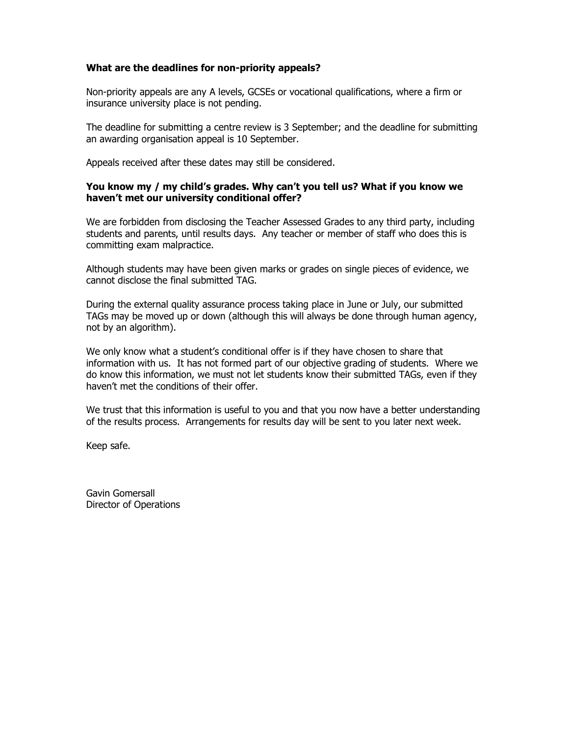**What are the deadlines for non-priority appeals?**

Non-priority appeals are any A levels, GCSEs or vocational qualifications, where a firm or insurance university place is not pending.

The deadline for submitting a centre review is 3 September; and the deadline for submitting an awarding organisation appeal is 10 September.

Appeals received after these dates may still be considered.

**You know my / my child's grades. Why can't you tell us? What if you know we haven't met our university conditional offer?**

We are forbidden from disclosing the Teacher Assessed Grades to any third party, including students and parents, until results days. Any teacher or member of staff who does this is committing exam malpractice.

Although students may have been given marks or grades on single pieces of evidence, we cannot disclose the final submitted TAG.

During the external quality assurance process taking place in June or July, our submitted TAGs may be moved up or down (although this will always be done through human agency, not by an algorithm).

We only know what a student's conditional offer is if they have chosen to share that information with us. It has not formed part of our objective grading of students. Where we do know this information, we must not let students know their submitted TAGs, even if they haven't met the conditions of their offer.

We trust that this information is useful to you and that you now have a better understanding of the results process. Arrangements for results day will be sent to you later next week.

Keep safe.

Gavin Gomersall
Director of Operations